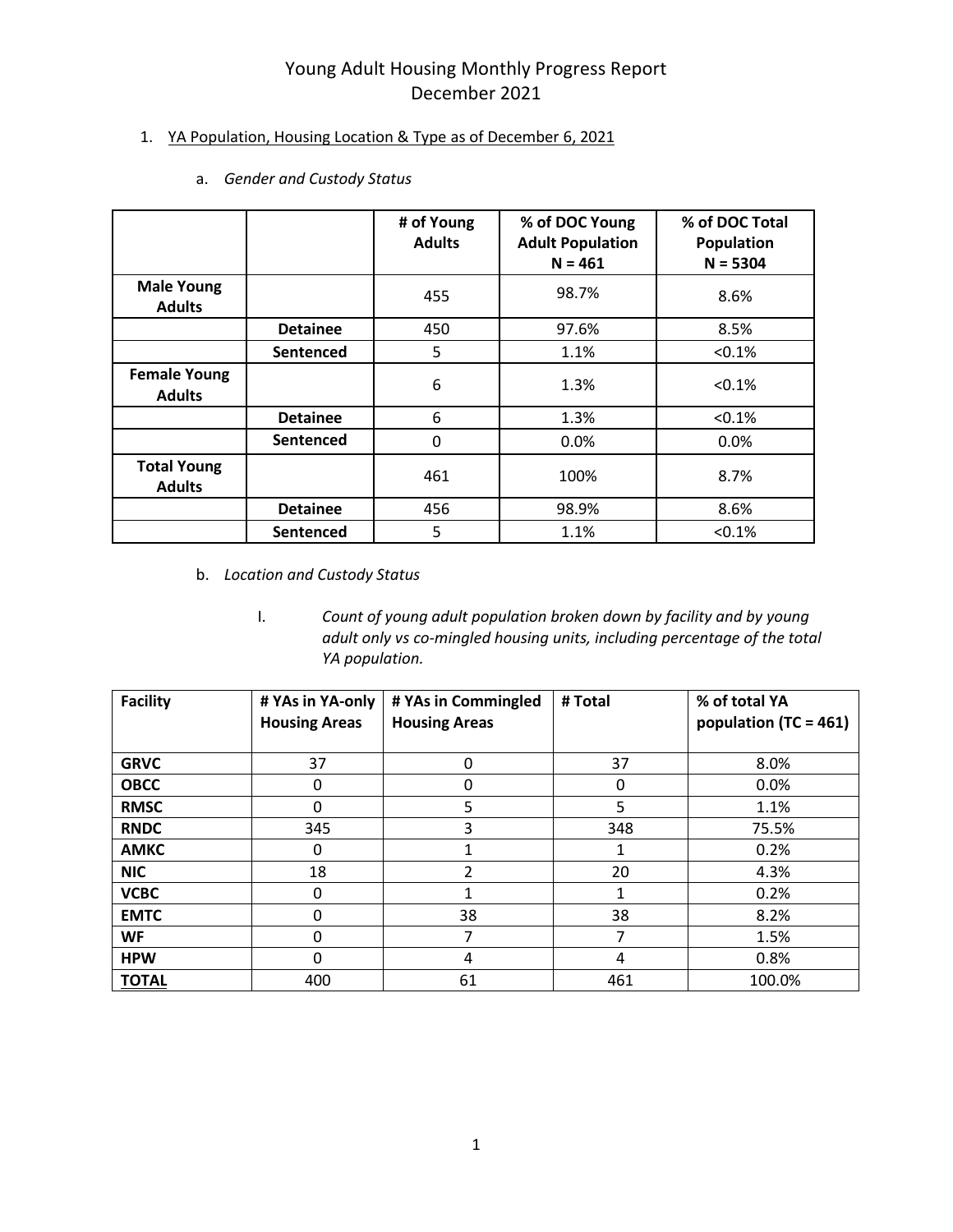# Young Adult Housing Monthly Progress Report
# December 2021

1. YA Population, Housing Location & Type as of December 6, 2021

   a. *Gender and Custody Status*

| | | # of Young Adults | % of DOC Young Adult Population N = 461 | % of DOC Total Population N = 5304 |
|---|---|---|---|---|
| **Male Young Adults** | | 455 | 98.7% | 8.6% |
| | **Detainee** | 450 | 97.6% | 8.5% |
| | **Sentenced** | 5 | 1.1% | <0.1% |
| **Female Young Adults** | | 6 | 1.3% | <0.1% |
| | **Detainee** | 6 | 1.3% | <0.1% |
| | **Sentenced** | 0 | 0.0% | 0.0% |
| **Total Young Adults** | | 461 | 100% | 8.7% |
| | **Detainee** | 456 | 98.9% | 8.6% |
| | **Sentenced** | 5 | 1.1% | <0.1% |

   b. *Location and Custody Status*

      I. *Count of young adult population broken down by facility and by young adult only vs co-mingled housing units, including percentage of the total YA population.*

| Facility | # YAs in YA-only Housing Areas | # YAs in Commingled Housing Areas | # Total | % of total YA population (TC = 461) |
|---|---|---|---|---|
| **GRVC** | 37 | 0 | 37 | 8.0% |
| **OBCC** | 0 | 0 | 0 | 0.0% |
| **RMSC** | 0 | 5 | 5 | 1.1% |
| **RNDC** | 345 | 3 | 348 | 75.5% |
| **AMKC** | 0 | 1 | 1 | 0.2% |
| **NIC** | 18 | 2 | 20 | 4.3% |
| **VCBC** | 0 | 1 | 1 | 0.2% |
| **EMTC** | 0 | 38 | 38 | 8.2% |
| **WF** | 0 | 7 | 7 | 1.5% |
| **HPW** | 0 | 4 | 4 | 0.8% |
| **TOTAL** | 400 | 61 | 461 | 100.0% |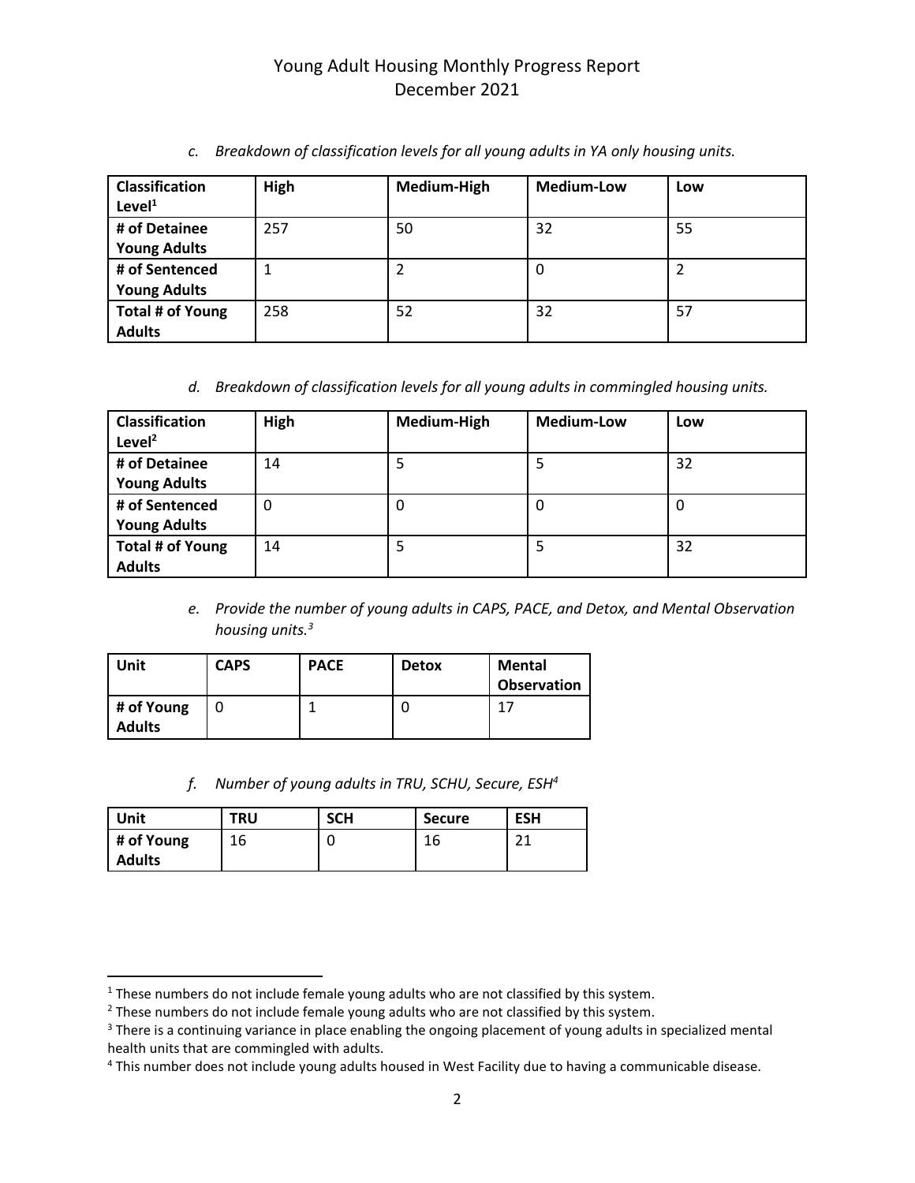# Young Adult Housing Monthly Progress Report
## December 2021

*c. Breakdown of classification levels for all young adults in YA only housing units.*

| Classification Level[1] | High | Medium-High | Medium-Low | Low |
|---|---|---|---|---|
| # of Detainee Young Adults | 257 | 50 | 32 | 55 |
| # of Sentenced Young Adults | 1 | 2 | 0 | 2 |
| Total # of Young Adults | 258 | 52 | 32 | 57 |

*d. Breakdown of classification levels for all young adults in commingled housing units.*

| Classification Level[2] | High | Medium-High | Medium-Low | Low |
|---|---|---|---|---|
| # of Detainee Young Adults | 14 | 5 | 5 | 32 |
| # of Sentenced Young Adults | 0 | 0 | 0 | 0 |
| Total # of Young Adults | 14 | 5 | 5 | 32 |

*e. Provide the number of young adults in CAPS, PACE, and Detox, and Mental Observation housing units.[3]*

| Unit | CAPS | PACE | Detox | Mental Observation |
|---|---|---|---|---|
| # of Young Adults | 0 | 1 | 0 | 17 |

*f. Number of young adults in TRU, SCHU, Secure, ESH[4]*

| Unit | TRU | SCH | Secure | ESH |
|---|---|---|---|---|
| # of Young Adults | 16 | 0 | 16 | 21 |

[1] These numbers do not include female young adults who are not classified by this system.

[2] These numbers do not include female young adults who are not classified by this system.

[3] There is a continuing variance in place enabling the ongoing placement of young adults in specialized mental health units that are commingled with adults.

[4] This number does not include young adults housed in West Facility due to having a communicable disease.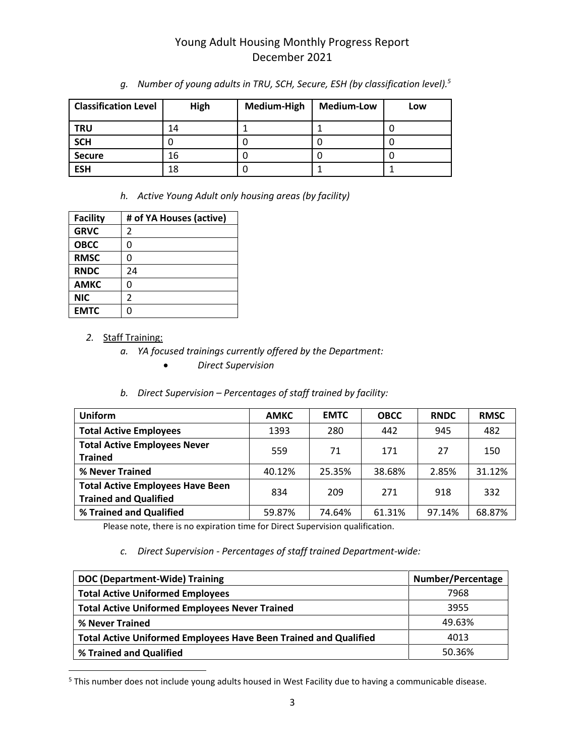*g. Number of young adults in TRU, SCH, Secure, ESH (by classification level).[5]*

| Classification Level | High | Medium-High | Medium-Low | Low |
|---|---|---|---|---|
| **TRU** | 14 | 1 | 1 | 0 |
| **SCH** | 0 | 0 | 0 | 0 |
| **Secure** | 16 | 0 | 0 | 0 |
| **ESH** | 18 | 0 | 1 | 1 |

*h. Active Young Adult only housing areas (by facility)*

| Facility | # of YA Houses (active) |
|---|---|
| **GRVC** | 2 |
| **OBCC** | 0 |
| **RMSC** | 0 |
| **RNDC** | 24 |
| **AMKC** | 0 |
| **NIC** | 2 |
| **EMTC** | 0 |

2. Staff Training:
   *a. YA focused trainings currently offered by the Department:*
      - *Direct Supervision*

   *b. Direct Supervision – Percentages of staff trained by facility:*

| Uniform | AMKC | EMTC | OBCC | RNDC | RMSC |
|---|---|---|---|---|---|
| **Total Active Employees** | 1393 | 280 | 442 | 945 | 482 |
| **Total Active Employees Never Trained** | 559 | 71 | 171 | 27 | 150 |
| **% Never Trained** | 40.12% | 25.35% | 38.68% | 2.85% | 31.12% |
| **Total Active Employees Have Been Trained and Qualified** | 834 | 209 | 271 | 918 | 332 |
| **% Trained and Qualified** | 59.87% | 74.64% | 61.31% | 97.14% | 68.87% |

Please note, there is no expiration time for Direct Supervision qualification.

   *c. Direct Supervision - Percentages of staff trained Department-wide:*

| DOC (Department-Wide) Training | Number/Percentage |
|---|---|
| **Total Active Uniformed Employees** | 7968 |
| **Total Active Uniformed Employees Never Trained** | 3955 |
| **% Never Trained** | 49.63% |
| **Total Active Uniformed Employees Have Been Trained and Qualified** | 4013 |
| **% Trained and Qualified** | 50.36% |

[5] This number does not include young adults housed in West Facility due to having a communicable disease.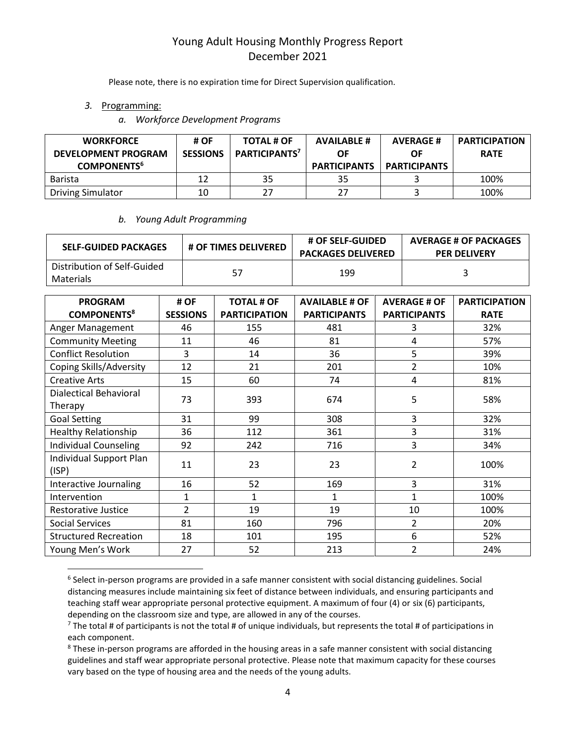Please note, there is no expiration time for Direct Supervision qualification.

3. Programming:

   a. *Workforce Development Programs*

| WORKFORCE DEVELOPMENT PROGRAM COMPONENTS[6] | # OF SESSIONS | TOTAL # OF PARTICIPANTS[7] | AVAILABLE # OF PARTICIPANTS | AVERAGE # OF PARTICIPANTS | PARTICIPATION RATE |
|---|---|---|---|---|---|
| Barista | 12 | 35 | 35 | 3 | 100% |
| Driving Simulator | 10 | 27 | 27 | 3 | 100% |

   b. *Young Adult Programming*

| SELF-GUIDED PACKAGES | # OF TIMES DELIVERED | # OF SELF-GUIDED PACKAGES DELIVERED | AVERAGE # OF PACKAGES PER DELIVERY |
|---|---|---|---|
| Distribution of Self-Guided Materials | 57 | 199 | 3 |

| PROGRAM COMPONENTS[8] | # OF SESSIONS | TOTAL # OF PARTICIPATION | AVAILABLE # OF PARTICIPANTS | AVERAGE # OF PARTICIPANTS | PARTICIPATION RATE |
|---|---|---|---|---|---|
| Anger Management | 46 | 155 | 481 | 3 | 32% |
| Community Meeting | 11 | 46 | 81 | 4 | 57% |
| Conflict Resolution | 3 | 14 | 36 | 5 | 39% |
| Coping Skills/Adversity | 12 | 21 | 201 | 2 | 10% |
| Creative Arts | 15 | 60 | 74 | 4 | 81% |
| Dialectical Behavioral Therapy | 73 | 393 | 674 | 5 | 58% |
| Goal Setting | 31 | 99 | 308 | 3 | 32% |
| Healthy Relationship | 36 | 112 | 361 | 3 | 31% |
| Individual Counseling | 92 | 242 | 716 | 3 | 34% |
| Individual Support Plan (ISP) | 11 | 23 | 23 | 2 | 100% |
| Interactive Journaling | 16 | 52 | 169 | 3 | 31% |
| Intervention | 1 | 1 | 1 | 1 | 100% |
| Restorative Justice | 2 | 19 | 19 | 10 | 100% |
| Social Services | 81 | 160 | 796 | 2 | 20% |
| Structured Recreation | 18 | 101 | 195 | 6 | 52% |
| Young Men's Work | 27 | 52 | 213 | 2 | 24% |

[6] Select in-person programs are provided in a safe manner consistent with social distancing guidelines. Social distancing measures include maintaining six feet of distance between individuals, and ensuring participants and teaching staff wear appropriate personal protective equipment. A maximum of four (4) or six (6) participants, depending on the classroom size and type, are allowed in any of the courses.

[7] The total # of participants is not the total # of unique individuals, but represents the total # of participations in each component.

[8] These in-person programs are afforded in the housing areas in a safe manner consistent with social distancing guidelines and staff wear appropriate personal protective. Please note that maximum capacity for these courses vary based on the type of housing area and the needs of the young adults.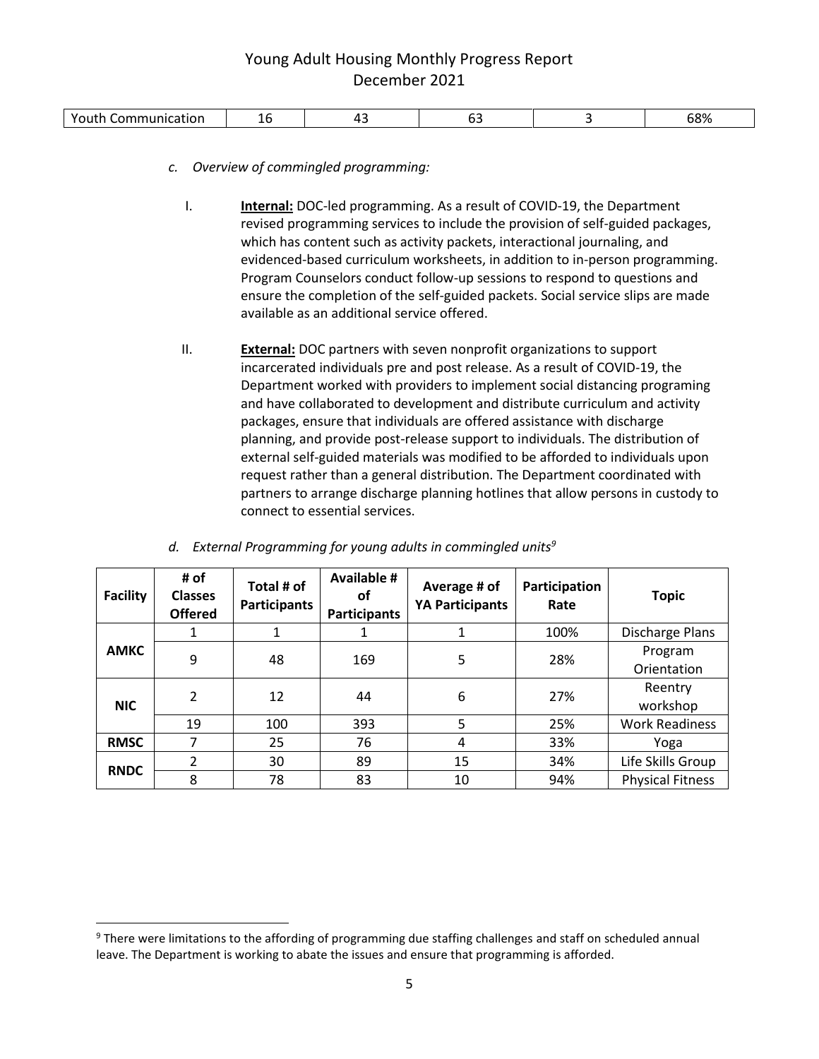| | | | | | |
|---|---|---|---|---|---|
| Youth Communication | 16 | 43 | 63 | 3 | 68% |

*c. Overview of commingled programming:*

I. **Internal:** DOC-led programming. As a result of COVID-19, the Department revised programming services to include the provision of self-guided packages, which has content such as activity packets, interactional journaling, and evidenced-based curriculum worksheets, in addition to in-person programming. Program Counselors conduct follow-up sessions to respond to questions and ensure the completion of the self-guided packets. Social service slips are made available as an additional service offered.

II. **External:** DOC partners with seven nonprofit organizations to support incarcerated individuals pre and post release. As a result of COVID-19, the Department worked with providers to implement social distancing programing and have collaborated to development and distribute curriculum and activity packages, ensure that individuals are offered assistance with discharge planning, and provide post-release support to individuals. The distribution of external self-guided materials was modified to be afforded to individuals upon request rather than a general distribution. The Department coordinated with partners to arrange discharge planning hotlines that allow persons in custody to connect to essential services.

*d. External Programming for young adults in commingled units[9]*

| Facility | # of Classes Offered | Total # of Participants | Available # of Participants | Average # of YA Participants | Participation Rate | Topic |
|---|---|---|---|---|---|---|
| AMKC | 1 | 1 | 1 | 1 | 100% | Discharge Plans |
| | 9 | 48 | 169 | 5 | 28% | Program Orientation |
| NIC | 2 | 12 | 44 | 6 | 27% | Reentry workshop |
| | 19 | 100 | 393 | 5 | 25% | Work Readiness |
| RMSC | 7 | 25 | 76 | 4 | 33% | Yoga |
| RNDC | 2 | 30 | 89 | 15 | 34% | Life Skills Group |
| | 8 | 78 | 83 | 10 | 94% | Physical Fitness |

[9] There were limitations to the affording of programming due staffing challenges and staff on scheduled annual leave. The Department is working to abate the issues and ensure that programming is afforded.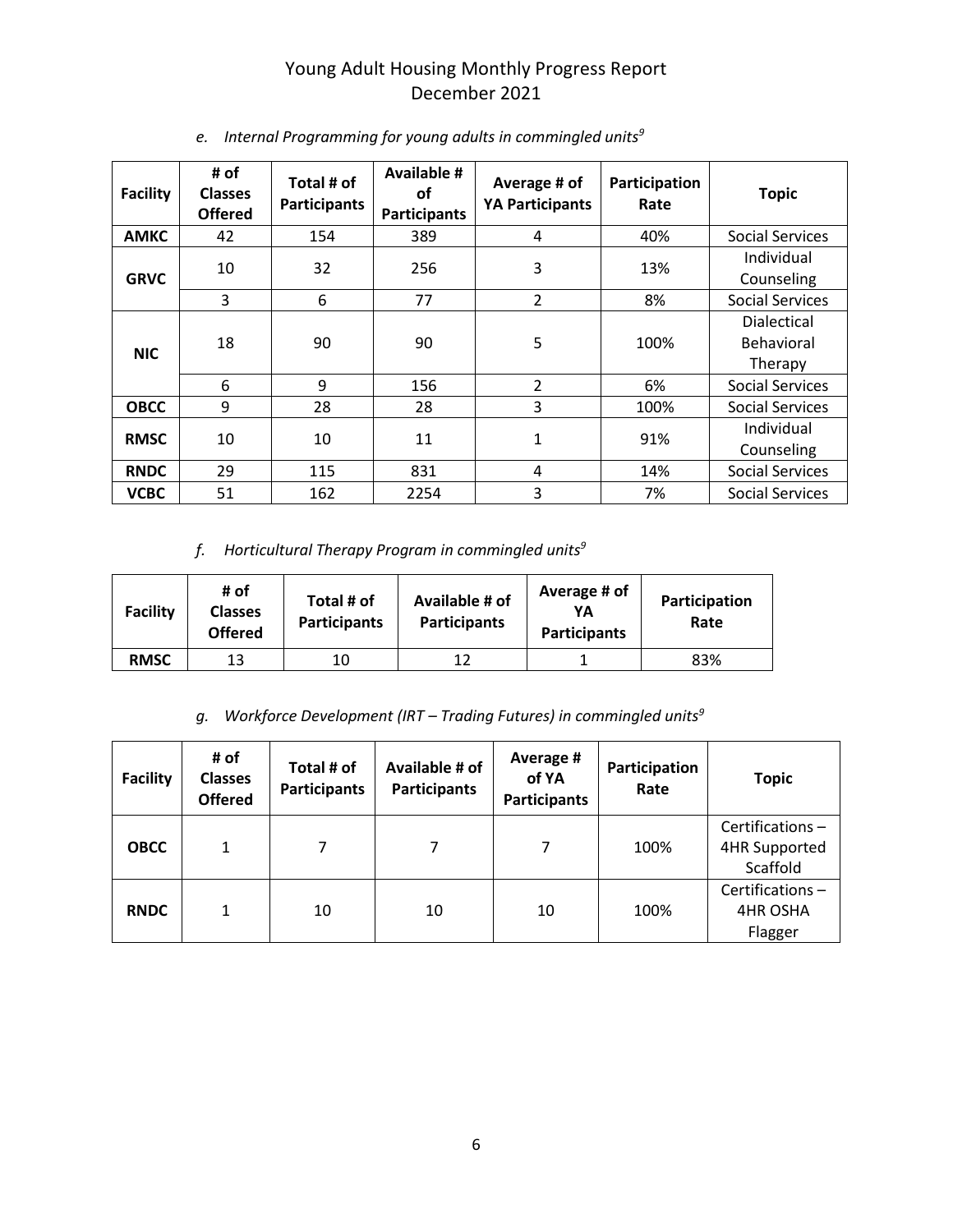*e. Internal Programming for young adults in commingled units[9]*

| Facility | # of Classes Offered | Total # of Participants | Available # of Participants | Average # of YA Participants | Participation Rate | Topic |
|---|---|---|---|---|---|---|
| **AMKC** | 42 | 154 | 389 | 4 | 40% | Social Services |
| **GRVC** | 10 | 32 | 256 | 3 | 13% | Individual Counseling |
| | 3 | 6 | 77 | 2 | 8% | Social Services |
| **NIC** | 18 | 90 | 90 | 5 | 100% | Dialectical Behavioral Therapy |
| | 6 | 9 | 156 | 2 | 6% | Social Services |
| **OBCC** | 9 | 28 | 28 | 3 | 100% | Social Services |
| **RMSC** | 10 | 10 | 11 | 1 | 91% | Individual Counseling |
| **RNDC** | 29 | 115 | 831 | 4 | 14% | Social Services |
| **VCBC** | 51 | 162 | 2254 | 3 | 7% | Social Services |

*f. Horticultural Therapy Program in commingled units[9]*

| Facility | # of Classes Offered | Total # of Participants | Available # of Participants | Average # of YA Participants | Participation Rate |
|---|---|---|---|---|---|
| **RMSC** | 13 | 10 | 12 | 1 | 83% |

*g. Workforce Development (IRT – Trading Futures) in commingled units[9]*

| Facility | # of Classes Offered | Total # of Participants | Available # of Participants | Average # of YA Participants | Participation Rate | Topic |
|---|---|---|---|---|---|---|
| **OBCC** | 1 | 7 | 7 | 7 | 100% | Certifications – 4HR Supported Scaffold |
| **RNDC** | 1 | 10 | 10 | 10 | 100% | Certifications – 4HR OSHA Flagger |